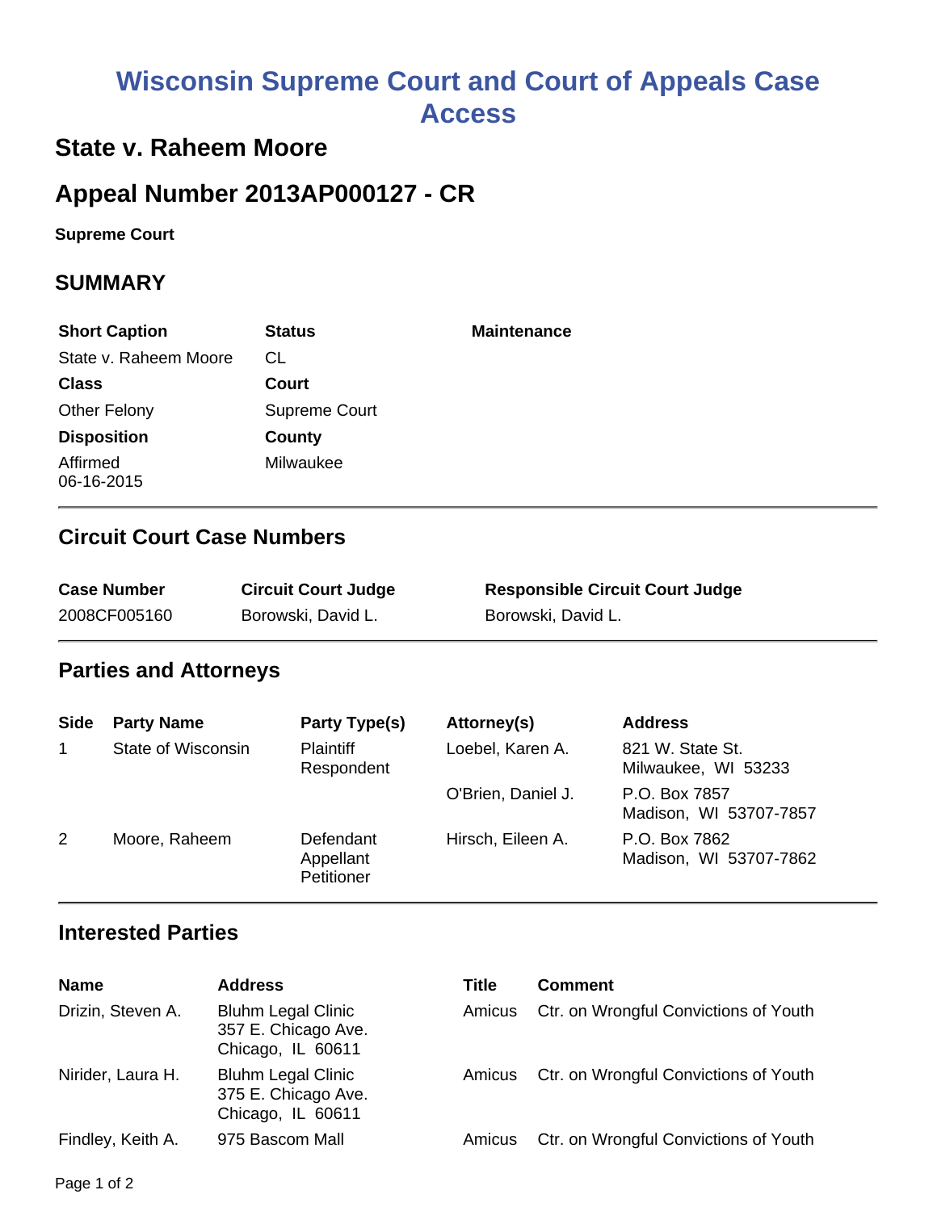# Wisconsin Supreme Court and Court of Appeals Case Access

## State v. Raheem Moore

## Appeal Number 2013AP000127 - CR

**Supreme Court**

## SUMMARY

| Short Caption | Status | Maintenance |
|---|---|---|
| State v. Raheem Moore | CL | |
| **Class** | **Court** | |
| Other Felony | Supreme Court | |
| **Disposition** | **County** | |
| Affirmed 06-16-2015 | Milwaukee | |

### Circuit Court Case Numbers

| Case Number | Circuit Court Judge | Responsible Circuit Court Judge |
|---|---|---|
| 2008CF005160 | Borowski, David L. | Borowski, David L. |

### Parties and Attorneys

| Side | Party Name | Party Type(s) | Attorney(s) | Address |
|---|---|---|---|---|
| 1 | State of Wisconsin | Plaintiff Respondent | Loebel, Karen A. | 821 W. State St. Milwaukee, WI 53233 |
| | | | O'Brien, Daniel J. | P.O. Box 7857 Madison, WI 53707-7857 |
| 2 | Moore, Raheem | Defendant Appellant Petitioner | Hirsch, Eileen A. | P.O. Box 7862 Madison, WI 53707-7862 |

### Interested Parties

| Name | Address | Title | Comment |
|---|---|---|---|
| Drizin, Steven A. | Bluhm Legal Clinic 357 E. Chicago Ave. Chicago, IL 60611 | Amicus | Ctr. on Wrongful Convictions of Youth |
| Nirider, Laura H. | Bluhm Legal Clinic 375 E. Chicago Ave. Chicago, IL 60611 | Amicus | Ctr. on Wrongful Convictions of Youth |
| Findley, Keith A. | 975 Bascom Mall | Amicus | Ctr. on Wrongful Convictions of Youth |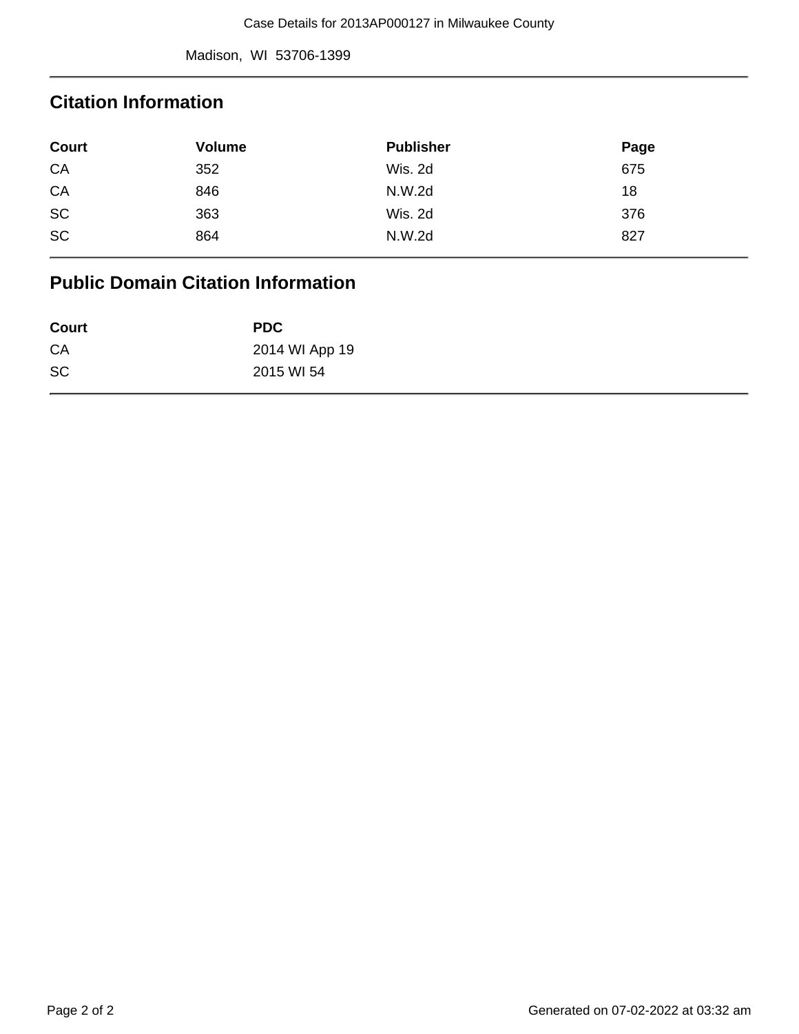Madison, WI 53706-1399

## Citation Information

| Court | Volume | Publisher | Page |
|---|---|---|---|
| CA | 352 | Wis. 2d | 675 |
| CA | 846 | N.W.2d | 18 |
| SC | 363 | Wis. 2d | 376 |
| SC | 864 | N.W.2d | 827 |

## Public Domain Citation Information

| Court | PDC |
|---|---|
| CA | 2014 WI App 19 |
| SC | 2015 WI 54 |